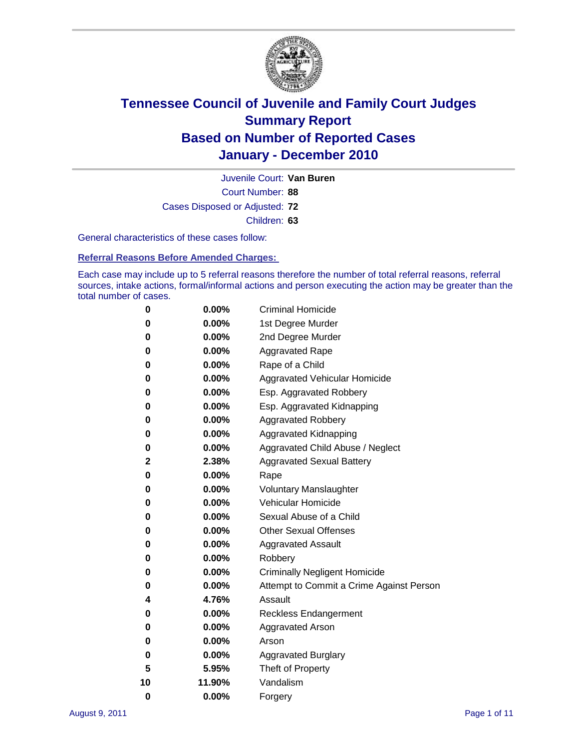# Tennessee Council of Juvenile and Family Court Judges
## Summary Report
## Based on Number of Reported Cases
## January - December 2010

Juvenile Court: **Van Buren**

Court Number: **88**

Cases Disposed or Adjusted: **72**

Children: **63**

General characteristics of these cases follow:

### Referral Reasons Before Amended Charges:

Each case may include up to 5 referral reasons therefore the number of total referral reasons, referral sources, intake actions, formal/informal actions and person executing the action may be greater than the total number of cases.

| Count | Percent | Referral Reason |
|---|---|---|
| 0 | 0.00% | Criminal Homicide |
| 0 | 0.00% | 1st Degree Murder |
| 0 | 0.00% | 2nd Degree Murder |
| 0 | 0.00% | Aggravated Rape |
| 0 | 0.00% | Rape of a Child |
| 0 | 0.00% | Aggravated Vehicular Homicide |
| 0 | 0.00% | Esp. Aggravated Robbery |
| 0 | 0.00% | Esp. Aggravated Kidnapping |
| 0 | 0.00% | Aggravated Robbery |
| 0 | 0.00% | Aggravated Kidnapping |
| 0 | 0.00% | Aggravated Child Abuse / Neglect |
| 2 | 2.38% | Aggravated Sexual Battery |
| 0 | 0.00% | Rape |
| 0 | 0.00% | Voluntary Manslaughter |
| 0 | 0.00% | Vehicular Homicide |
| 0 | 0.00% | Sexual Abuse of a Child |
| 0 | 0.00% | Other Sexual Offenses |
| 0 | 0.00% | Aggravated Assault |
| 0 | 0.00% | Robbery |
| 0 | 0.00% | Criminally Negligent Homicide |
| 0 | 0.00% | Attempt to Commit a Crime Against Person |
| 4 | 4.76% | Assault |
| 0 | 0.00% | Reckless Endangerment |
| 0 | 0.00% | Aggravated Arson |
| 0 | 0.00% | Arson |
| 0 | 0.00% | Aggravated Burglary |
| 5 | 5.95% | Theft of Property |
| 10 | 11.90% | Vandalism |
| 0 | 0.00% | Forgery |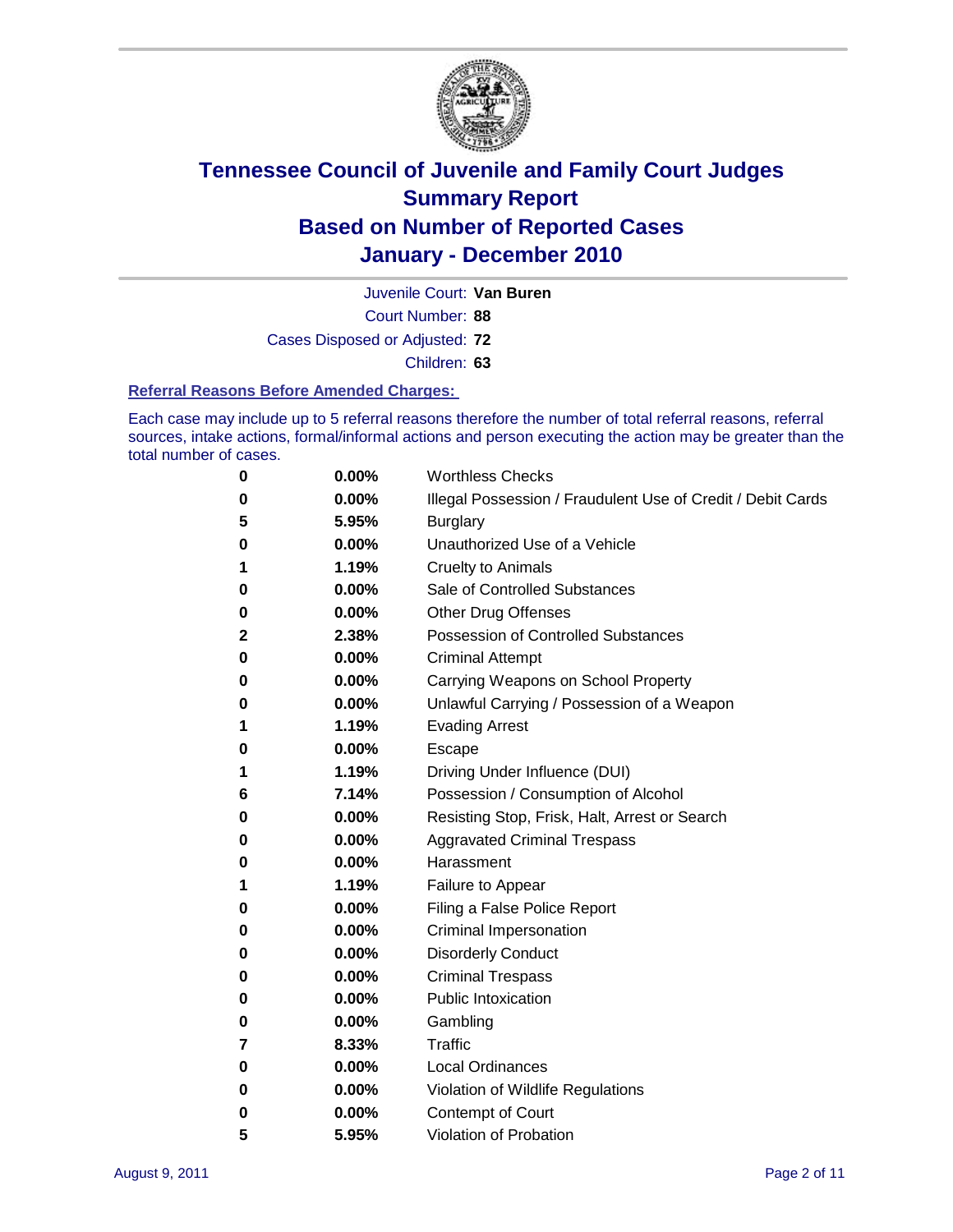# Tennessee Council of Juvenile and Family Court Judges
# Summary Report
# Based on Number of Reported Cases
# January - December 2010

Juvenile Court: **Van Buren**

Court Number: **88**

Cases Disposed or Adjusted: **72**

Children: **63**

### Referral Reasons Before Amended Charges:

Each case may include up to 5 referral reasons therefore the number of total referral reasons, referral sources, intake actions, formal/informal actions and person executing the action may be greater than the total number of cases.

| | | |
|---|---|---|
| 0 | 0.00% | Worthless Checks |
| 0 | 0.00% | Illegal Possession / Fraudulent Use of Credit / Debit Cards |
| 5 | 5.95% | Burglary |
| 0 | 0.00% | Unauthorized Use of a Vehicle |
| 1 | 1.19% | Cruelty to Animals |
| 0 | 0.00% | Sale of Controlled Substances |
| 0 | 0.00% | Other Drug Offenses |
| 2 | 2.38% | Possession of Controlled Substances |
| 0 | 0.00% | Criminal Attempt |
| 0 | 0.00% | Carrying Weapons on School Property |
| 0 | 0.00% | Unlawful Carrying / Possession of a Weapon |
| 1 | 1.19% | Evading Arrest |
| 0 | 0.00% | Escape |
| 1 | 1.19% | Driving Under Influence (DUI) |
| 6 | 7.14% | Possession / Consumption of Alcohol |
| 0 | 0.00% | Resisting Stop, Frisk, Halt, Arrest or Search |
| 0 | 0.00% | Aggravated Criminal Trespass |
| 0 | 0.00% | Harassment |
| 1 | 1.19% | Failure to Appear |
| 0 | 0.00% | Filing a False Police Report |
| 0 | 0.00% | Criminal Impersonation |
| 0 | 0.00% | Disorderly Conduct |
| 0 | 0.00% | Criminal Trespass |
| 0 | 0.00% | Public Intoxication |
| 0 | 0.00% | Gambling |
| 7 | 8.33% | Traffic |
| 0 | 0.00% | Local Ordinances |
| 0 | 0.00% | Violation of Wildlife Regulations |
| 0 | 0.00% | Contempt of Court |
| 5 | 5.95% | Violation of Probation |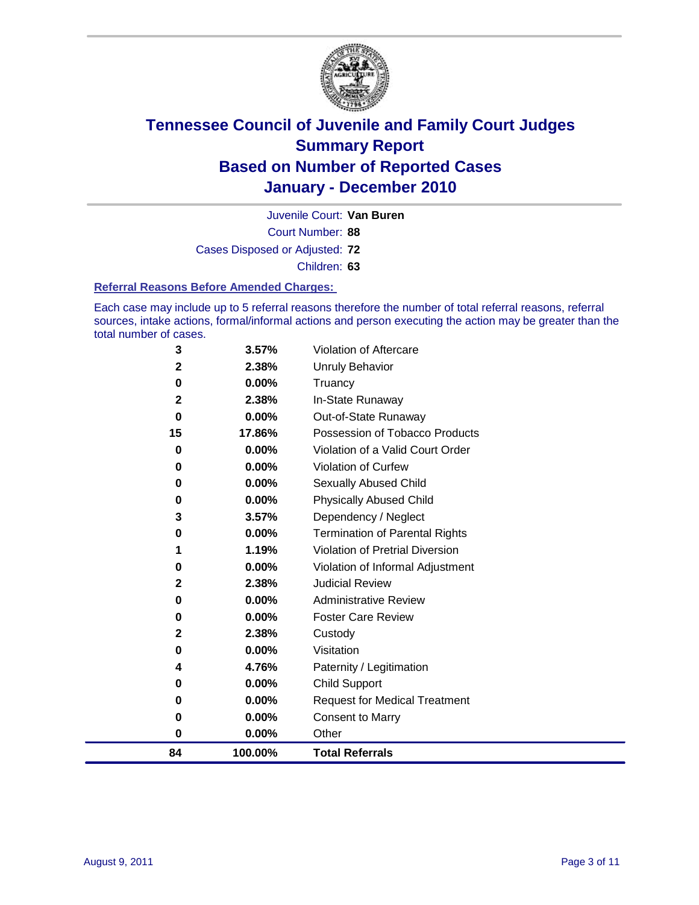# Tennessee Council of Juvenile and Family Court Judges
# Summary Report
# Based on Number of Reported Cases
# January - December 2010

Juvenile Court: **Van Buren**

Court Number: **88**

Cases Disposed or Adjusted: **72**

Children: **63**

### Referral Reasons Before Amended Charges:

Each case may include up to 5 referral reasons therefore the number of total referral reasons, referral sources, intake actions, formal/informal actions and person executing the action may be greater than the total number of cases.

| | | |
|---|---|---|
| 3 | 3.57% | Violation of Aftercare |
| 2 | 2.38% | Unruly Behavior |
| 0 | 0.00% | Truancy |
| 2 | 2.38% | In-State Runaway |
| 0 | 0.00% | Out-of-State Runaway |
| 15 | 17.86% | Possession of Tobacco Products |
| 0 | 0.00% | Violation of a Valid Court Order |
| 0 | 0.00% | Violation of Curfew |
| 0 | 0.00% | Sexually Abused Child |
| 0 | 0.00% | Physically Abused Child |
| 3 | 3.57% | Dependency / Neglect |
| 0 | 0.00% | Termination of Parental Rights |
| 1 | 1.19% | Violation of Pretrial Diversion |
| 0 | 0.00% | Violation of Informal Adjustment |
| 2 | 2.38% | Judicial Review |
| 0 | 0.00% | Administrative Review |
| 0 | 0.00% | Foster Care Review |
| 2 | 2.38% | Custody |
| 0 | 0.00% | Visitation |
| 4 | 4.76% | Paternity / Legitimation |
| 0 | 0.00% | Child Support |
| 0 | 0.00% | Request for Medical Treatment |
| 0 | 0.00% | Consent to Marry |
| 0 | 0.00% | Other |
| **84** | **100.00%** | **Total Referrals** |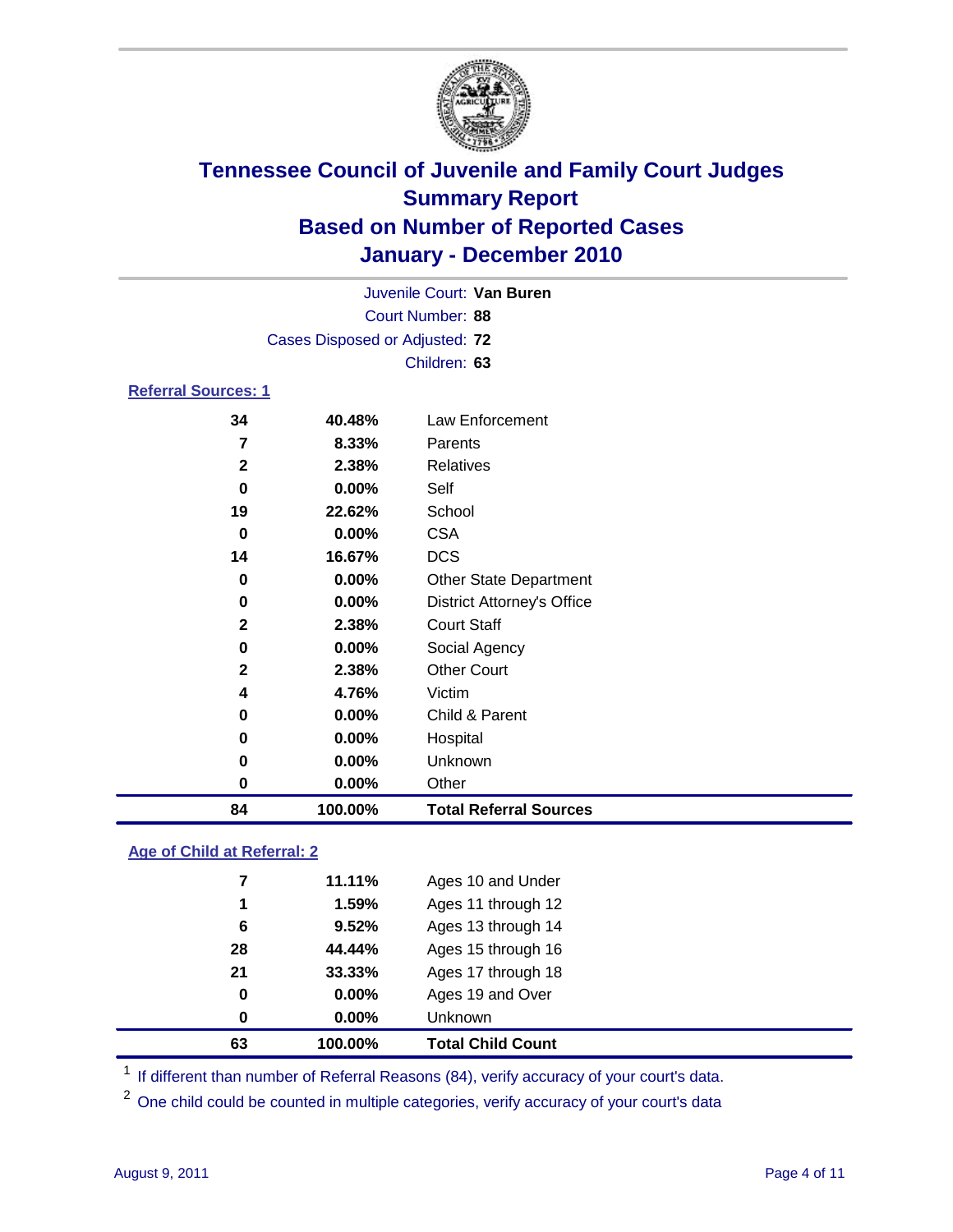# Tennessee Council of Juvenile and Family Court Judges
## Summary Report
## Based on Number of Reported Cases
## January - December 2010

Juvenile Court: **Van Buren**
Court Number: **88**
Cases Disposed or Adjusted: **72**
Children: **63**

### Referral Sources: 1

| | | |
|---|---|---|
| 34 | 40.48% | Law Enforcement |
| 7 | 8.33% | Parents |
| 2 | 2.38% | Relatives |
| 0 | 0.00% | Self |
| 19 | 22.62% | School |
| 0 | 0.00% | CSA |
| 14 | 16.67% | DCS |
| 0 | 0.00% | Other State Department |
| 0 | 0.00% | District Attorney's Office |
| 2 | 2.38% | Court Staff |
| 0 | 0.00% | Social Agency |
| 2 | 2.38% | Other Court |
| 4 | 4.76% | Victim |
| 0 | 0.00% | Child & Parent |
| 0 | 0.00% | Hospital |
| 0 | 0.00% | Unknown |
| 0 | 0.00% | Other |
| **84** | **100.00%** | **Total Referral Sources** |

### Age of Child at Referral: 2

| | | |
|---|---|---|
| 7 | 11.11% | Ages 10 and Under |
| 1 | 1.59% | Ages 11 through 12 |
| 6 | 9.52% | Ages 13 through 14 |
| 28 | 44.44% | Ages 15 through 16 |
| 21 | 33.33% | Ages 17 through 18 |
| 0 | 0.00% | Ages 19 and Over |
| 0 | 0.00% | Unknown |
| **63** | **100.00%** | **Total Child Count** |

[1] If different than number of Referral Reasons (84), verify accuracy of your court's data.

[2] One child could be counted in multiple categories, verify accuracy of your court's data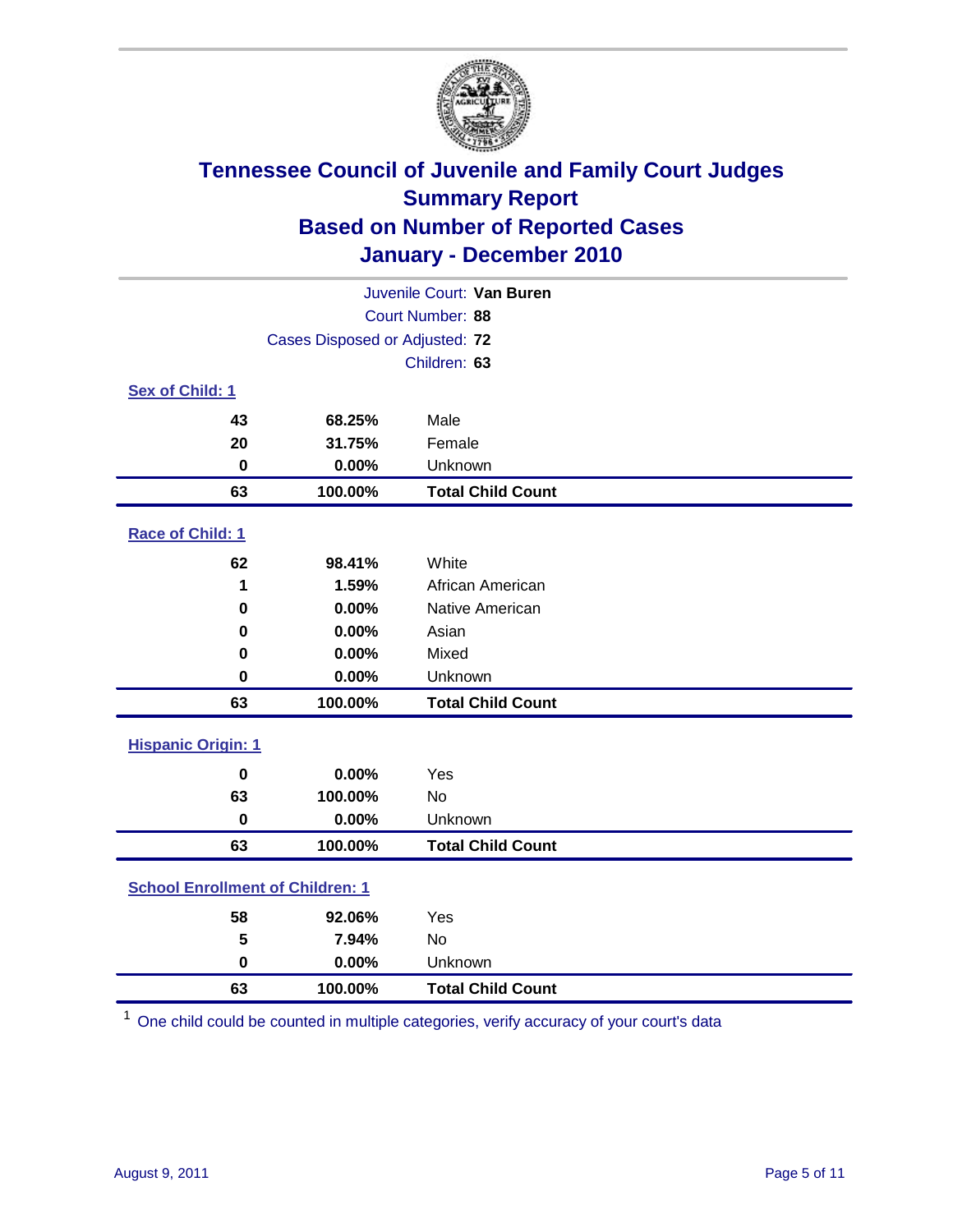# Tennessee Council of Juvenile and Family Court Judges
## Summary Report
## Based on Number of Reported Cases
## January - December 2010

Juvenile Court: **Van Buren**
Court Number: **88**
Cases Disposed or Adjusted: **72**
Children: **63**

### Sex of Child: 1

| Count | Percent | Category |
|---|---|---|
| 43 | 68.25% | Male |
| 20 | 31.75% | Female |
| 0 | 0.00% | Unknown |
| **63** | **100.00%** | **Total Child Count** |

### Race of Child: 1

| Count | Percent | Category |
|---|---|---|
| 62 | 98.41% | White |
| 1 | 1.59% | African American |
| 0 | 0.00% | Native American |
| 0 | 0.00% | Asian |
| 0 | 0.00% | Mixed |
| 0 | 0.00% | Unknown |
| **63** | **100.00%** | **Total Child Count** |

### Hispanic Origin: 1

| Count | Percent | Category |
|---|---|---|
| 0 | 0.00% | Yes |
| 63 | 100.00% | No |
| 0 | 0.00% | Unknown |
| **63** | **100.00%** | **Total Child Count** |

### School Enrollment of Children: 1

| Count | Percent | Category |
|---|---|---|
| 58 | 92.06% | Yes |
| 5 | 7.94% | No |
| 0 | 0.00% | Unknown |
| **63** | **100.00%** | **Total Child Count** |

[1] One child could be counted in multiple categories, verify accuracy of your court's data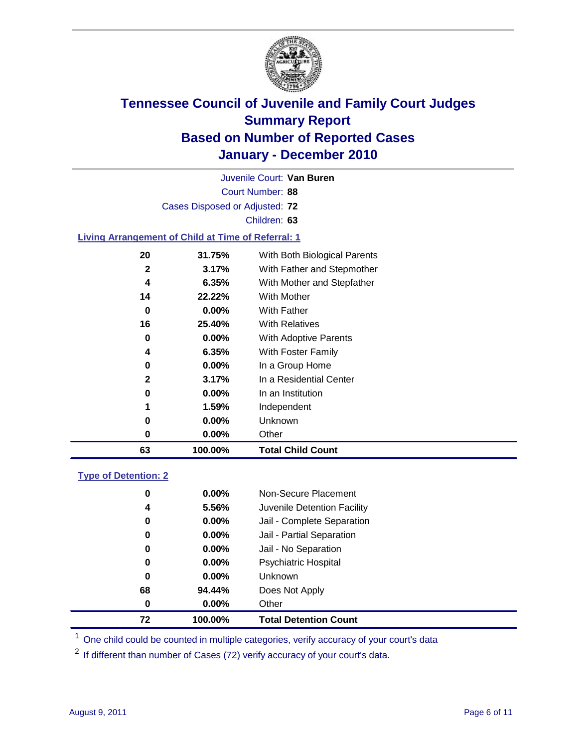# Tennessee Council of Juvenile and Family Court Judges
## Summary Report
## Based on Number of Reported Cases
## January - December 2010

Juvenile Court: **Van Buren**

Court Number: **88**

Cases Disposed or Adjusted: **72**

Children: **63**

### Living Arrangement of Child at Time of Referral: 1

| | | |
|---|---|---|
| 20 | 31.75% | With Both Biological Parents |
| 2 | 3.17% | With Father and Stepmother |
| 4 | 6.35% | With Mother and Stepfather |
| 14 | 22.22% | With Mother |
| 0 | 0.00% | With Father |
| 16 | 25.40% | With Relatives |
| 0 | 0.00% | With Adoptive Parents |
| 4 | 6.35% | With Foster Family |
| 0 | 0.00% | In a Group Home |
| 2 | 3.17% | In a Residential Center |
| 0 | 0.00% | In an Institution |
| 1 | 1.59% | Independent |
| 0 | 0.00% | Unknown |
| 0 | 0.00% | Other |
| **63** | **100.00%** | **Total Child Count** |

### Type of Detention: 2

| | | |
|---|---|---|
| 0 | 0.00% | Non-Secure Placement |
| 4 | 5.56% | Juvenile Detention Facility |
| 0 | 0.00% | Jail - Complete Separation |
| 0 | 0.00% | Jail - Partial Separation |
| 0 | 0.00% | Jail - No Separation |
| 0 | 0.00% | Psychiatric Hospital |
| 0 | 0.00% | Unknown |
| 68 | 94.44% | Does Not Apply |
| 0 | 0.00% | Other |
| **72** | **100.00%** | **Total Detention Count** |

[1] One child could be counted in multiple categories, verify accuracy of your court's data

[2] If different than number of Cases (72) verify accuracy of your court's data.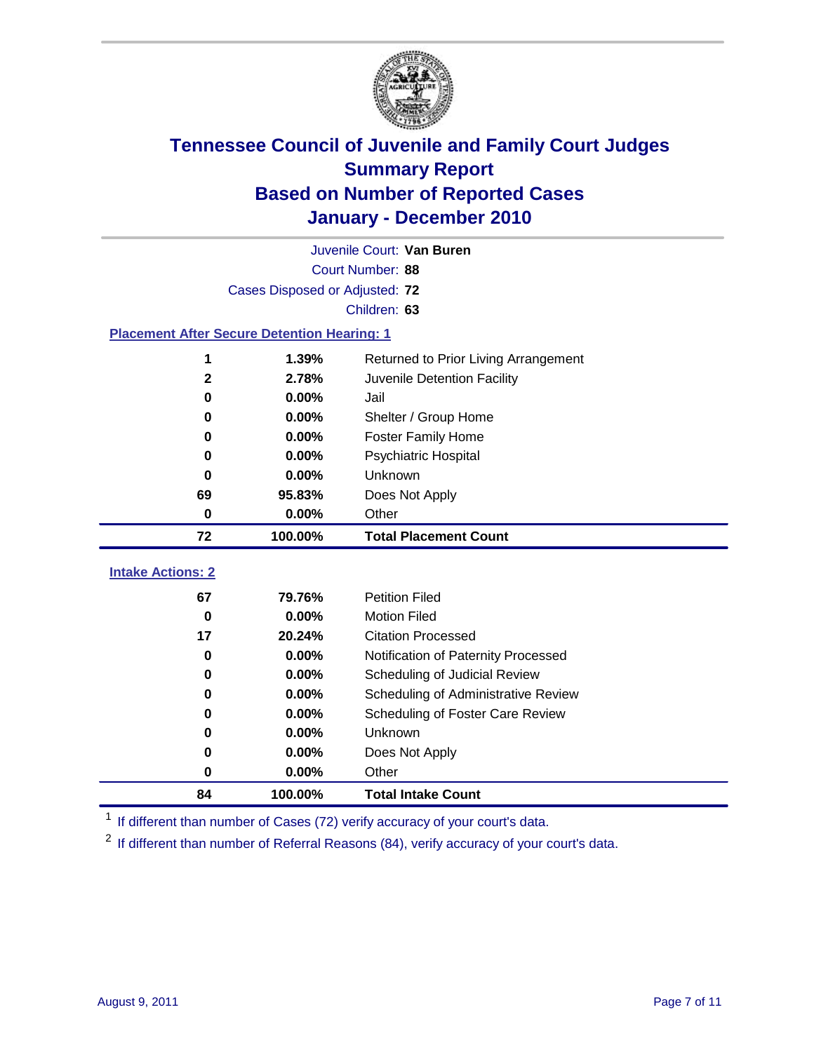# Tennessee Council of Juvenile and Family Court Judges
## Summary Report
## Based on Number of Reported Cases
## January - December 2010

Juvenile Court: **Van Buren**

Court Number: **88**

Cases Disposed or Adjusted: **72**

Children: **63**

### Placement After Secure Detention Hearing: 1

| | | |
|---|---|---|
| 1 | 1.39% | Returned to Prior Living Arrangement |
| 2 | 2.78% | Juvenile Detention Facility |
| 0 | 0.00% | Jail |
| 0 | 0.00% | Shelter / Group Home |
| 0 | 0.00% | Foster Family Home |
| 0 | 0.00% | Psychiatric Hospital |
| 0 | 0.00% | Unknown |
| 69 | 95.83% | Does Not Apply |
| 0 | 0.00% | Other |
| **72** | **100.00%** | **Total Placement Count** |

### Intake Actions: 2

| | | |
|---|---|---|
| 67 | 79.76% | Petition Filed |
| 0 | 0.00% | Motion Filed |
| 17 | 20.24% | Citation Processed |
| 0 | 0.00% | Notification of Paternity Processed |
| 0 | 0.00% | Scheduling of Judicial Review |
| 0 | 0.00% | Scheduling of Administrative Review |
| 0 | 0.00% | Scheduling of Foster Care Review |
| 0 | 0.00% | Unknown |
| 0 | 0.00% | Does Not Apply |
| 0 | 0.00% | Other |
| **84** | **100.00%** | **Total Intake Count** |

[1] If different than number of Cases (72) verify accuracy of your court's data.

[2] If different than number of Referral Reasons (84), verify accuracy of your court's data.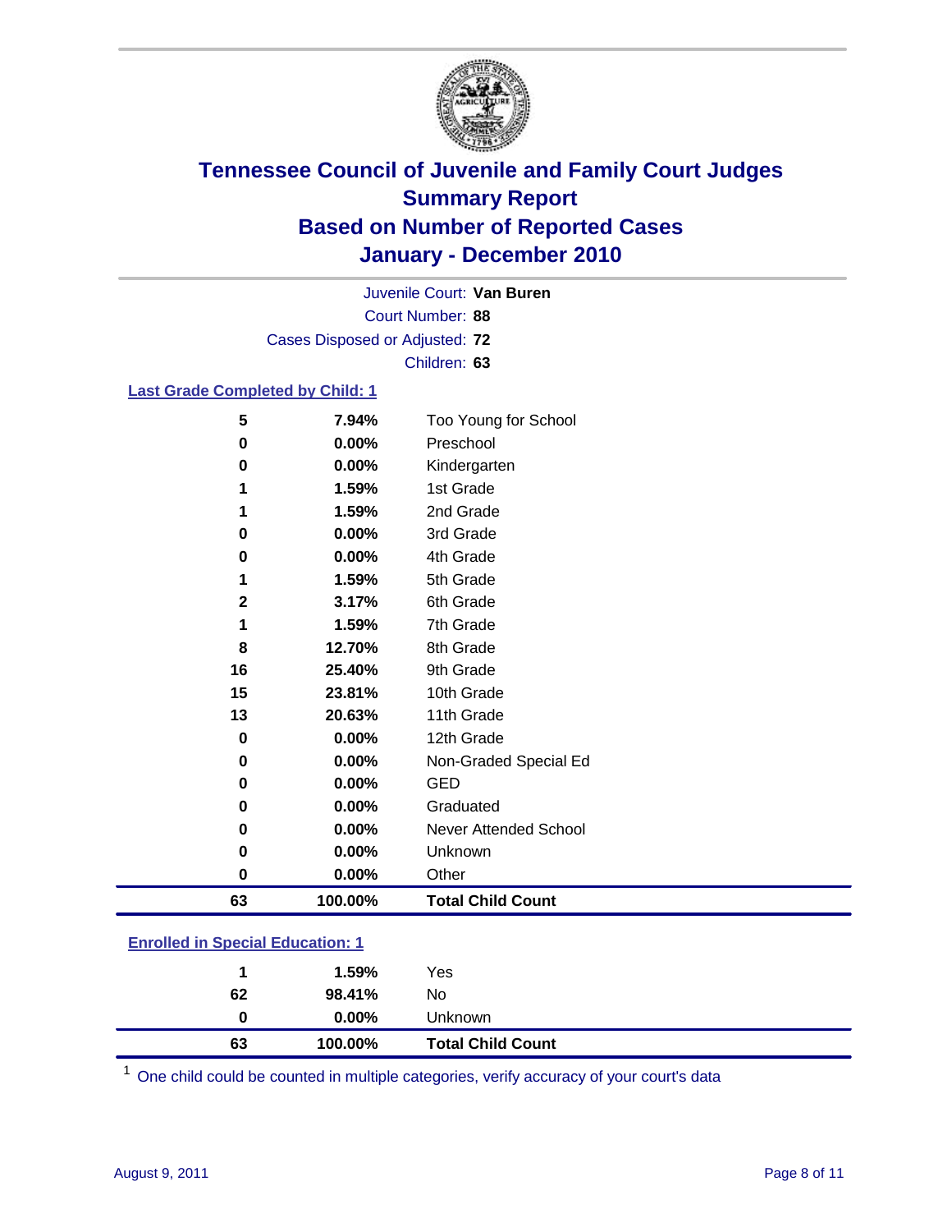# Tennessee Council of Juvenile and Family Court Judges
## Summary Report
## Based on Number of Reported Cases
## January - December 2010

Juvenile Court: **Van Buren**
Court Number: **88**
Cases Disposed or Adjusted: **72**
Children: **63**

### Last Grade Completed by Child: 1

| Count | Percent | Category |
|---|---|---|
| 5 | 7.94% | Too Young for School |
| 0 | 0.00% | Preschool |
| 0 | 0.00% | Kindergarten |
| 1 | 1.59% | 1st Grade |
| 1 | 1.59% | 2nd Grade |
| 0 | 0.00% | 3rd Grade |
| 0 | 0.00% | 4th Grade |
| 1 | 1.59% | 5th Grade |
| 2 | 3.17% | 6th Grade |
| 1 | 1.59% | 7th Grade |
| 8 | 12.70% | 8th Grade |
| 16 | 25.40% | 9th Grade |
| 15 | 23.81% | 10th Grade |
| 13 | 20.63% | 11th Grade |
| 0 | 0.00% | 12th Grade |
| 0 | 0.00% | Non-Graded Special Ed |
| 0 | 0.00% | GED |
| 0 | 0.00% | Graduated |
| 0 | 0.00% | Never Attended School |
| 0 | 0.00% | Unknown |
| 0 | 0.00% | Other |
| **63** | **100.00%** | **Total Child Count** |

### Enrolled in Special Education: 1

| Count | Percent | Category |
|---|---|---|
| 1 | 1.59% | Yes |
| 62 | 98.41% | No |
| 0 | 0.00% | Unknown |
| **63** | **100.00%** | **Total Child Count** |

[1] One child could be counted in multiple categories, verify accuracy of your court's data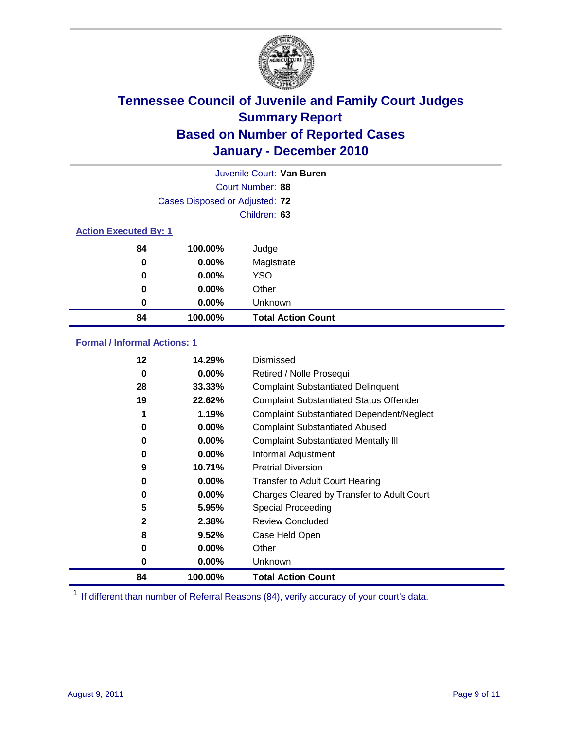# Tennessee Council of Juvenile and Family Court Judges
## Summary Report
## Based on Number of Reported Cases
## January - December 2010

Juvenile Court: **Van Buren**

Court Number: **88**

Cases Disposed or Adjusted: **72**

Children: **63**

### Action Executed By: 1

| Count | Percent | Action |
|---|---|---|
| 84 | 100.00% | Judge |
| 0 | 0.00% | Magistrate |
| 0 | 0.00% | YSO |
| 0 | 0.00% | Other |
| 0 | 0.00% | Unknown |
| **84** | **100.00%** | **Total Action Count** |

### Formal / Informal Actions: 1

| Count | Percent | Action |
|---|---|---|
| 12 | 14.29% | Dismissed |
| 0 | 0.00% | Retired / Nolle Prosequi |
| 28 | 33.33% | Complaint Substantiated Delinquent |
| 19 | 22.62% | Complaint Substantiated Status Offender |
| 1 | 1.19% | Complaint Substantiated Dependent/Neglect |
| 0 | 0.00% | Complaint Substantiated Abused |
| 0 | 0.00% | Complaint Substantiated Mentally Ill |
| 0 | 0.00% | Informal Adjustment |
| 9 | 10.71% | Pretrial Diversion |
| 0 | 0.00% | Transfer to Adult Court Hearing |
| 0 | 0.00% | Charges Cleared by Transfer to Adult Court |
| 5 | 5.95% | Special Proceeding |
| 2 | 2.38% | Review Concluded |
| 8 | 9.52% | Case Held Open |
| 0 | 0.00% | Other |
| 0 | 0.00% | Unknown |
| **84** | **100.00%** | **Total Action Count** |

[1] If different than number of Referral Reasons (84), verify accuracy of your court's data.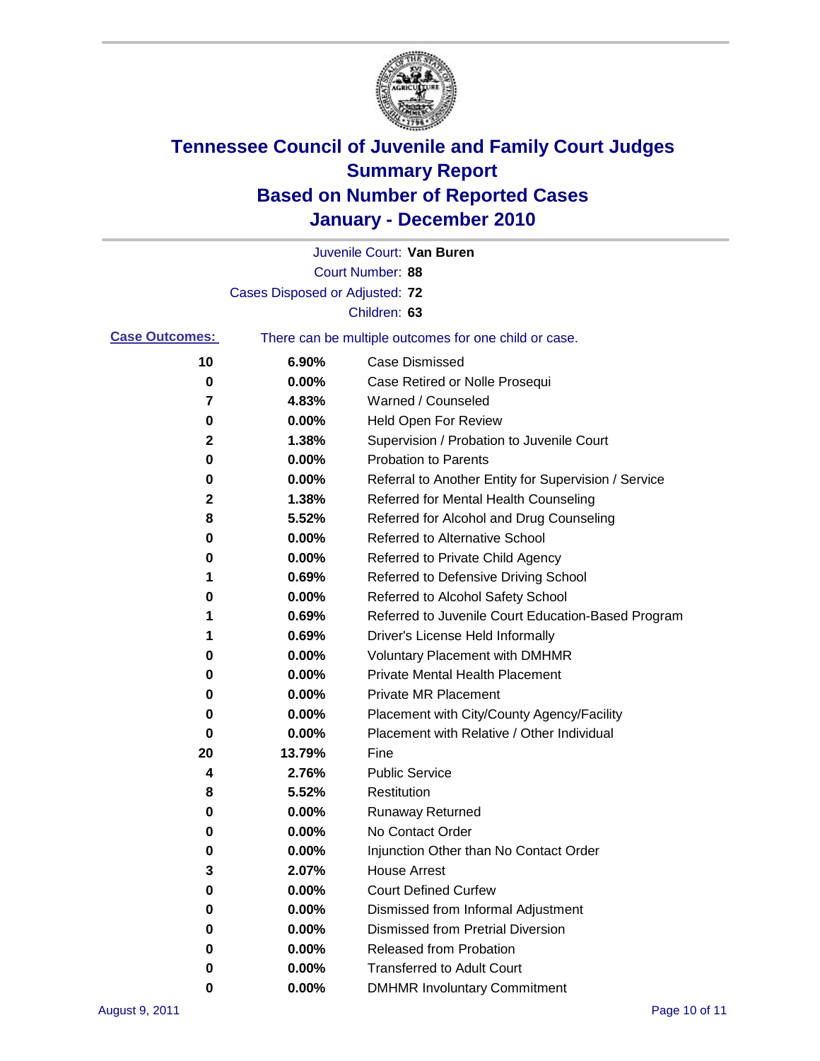# Tennessee Council of Juvenile and Family Court Judges
## Summary Report
## Based on Number of Reported Cases
## January - December 2010

Juvenile Court: **Van Buren**

Court Number: **88**

Cases Disposed or Adjusted: **72**

Children: **63**

**Case Outcomes:** There can be multiple outcomes for one child or case.

| Count | Percent | Outcome |
|---|---|---|
| 10 | 6.90% | Case Dismissed |
| 0 | 0.00% | Case Retired or Nolle Prosequi |
| 7 | 4.83% | Warned / Counseled |
| 0 | 0.00% | Held Open For Review |
| 2 | 1.38% | Supervision / Probation to Juvenile Court |
| 0 | 0.00% | Probation to Parents |
| 0 | 0.00% | Referral to Another Entity for Supervision / Service |
| 2 | 1.38% | Referred for Mental Health Counseling |
| 8 | 5.52% | Referred for Alcohol and Drug Counseling |
| 0 | 0.00% | Referred to Alternative School |
| 0 | 0.00% | Referred to Private Child Agency |
| 1 | 0.69% | Referred to Defensive Driving School |
| 0 | 0.00% | Referred to Alcohol Safety School |
| 1 | 0.69% | Referred to Juvenile Court Education-Based Program |
| 1 | 0.69% | Driver's License Held Informally |
| 0 | 0.00% | Voluntary Placement with DMHMR |
| 0 | 0.00% | Private Mental Health Placement |
| 0 | 0.00% | Private MR Placement |
| 0 | 0.00% | Placement with City/County Agency/Facility |
| 0 | 0.00% | Placement with Relative / Other Individual |
| 20 | 13.79% | Fine |
| 4 | 2.76% | Public Service |
| 8 | 5.52% | Restitution |
| 0 | 0.00% | Runaway Returned |
| 0 | 0.00% | No Contact Order |
| 0 | 0.00% | Injunction Other than No Contact Order |
| 3 | 2.07% | House Arrest |
| 0 | 0.00% | Court Defined Curfew |
| 0 | 0.00% | Dismissed from Informal Adjustment |
| 0 | 0.00% | Dismissed from Pretrial Diversion |
| 0 | 0.00% | Released from Probation |
| 0 | 0.00% | Transferred to Adult Court |
| 0 | 0.00% | DMHMR Involuntary Commitment |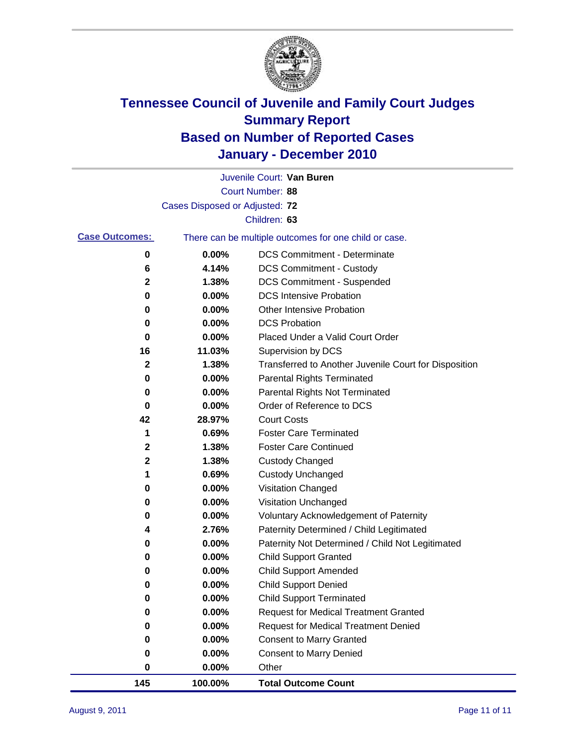# Tennessee Council of Juvenile and Family Court Judges
## Summary Report
## Based on Number of Reported Cases
## January - December 2010

Juvenile Court: **Van Buren**

Court Number: **88**

Cases Disposed or Adjusted: **72**

Children: **63**

**Case Outcomes:** There can be multiple outcomes for one child or case.

| | | |
|---|---|---|
| 0 | 0.00% | DCS Commitment - Determinate |
| 6 | 4.14% | DCS Commitment - Custody |
| 2 | 1.38% | DCS Commitment - Suspended |
| 0 | 0.00% | DCS Intensive Probation |
| 0 | 0.00% | Other Intensive Probation |
| 0 | 0.00% | DCS Probation |
| 0 | 0.00% | Placed Under a Valid Court Order |
| 16 | 11.03% | Supervision by DCS |
| 2 | 1.38% | Transferred to Another Juvenile Court for Disposition |
| 0 | 0.00% | Parental Rights Terminated |
| 0 | 0.00% | Parental Rights Not Terminated |
| 0 | 0.00% | Order of Reference to DCS |
| 42 | 28.97% | Court Costs |
| 1 | 0.69% | Foster Care Terminated |
| 2 | 1.38% | Foster Care Continued |
| 2 | 1.38% | Custody Changed |
| 1 | 0.69% | Custody Unchanged |
| 0 | 0.00% | Visitation Changed |
| 0 | 0.00% | Visitation Unchanged |
| 0 | 0.00% | Voluntary Acknowledgement of Paternity |
| 4 | 2.76% | Paternity Determined / Child Legitimated |
| 0 | 0.00% | Paternity Not Determined / Child Not Legitimated |
| 0 | 0.00% | Child Support Granted |
| 0 | 0.00% | Child Support Amended |
| 0 | 0.00% | Child Support Denied |
| 0 | 0.00% | Child Support Terminated |
| 0 | 0.00% | Request for Medical Treatment Granted |
| 0 | 0.00% | Request for Medical Treatment Denied |
| 0 | 0.00% | Consent to Marry Granted |
| 0 | 0.00% | Consent to Marry Denied |
| 0 | 0.00% | Other |
| **145** | **100.00%** | **Total Outcome Count** |

August 9, 2011